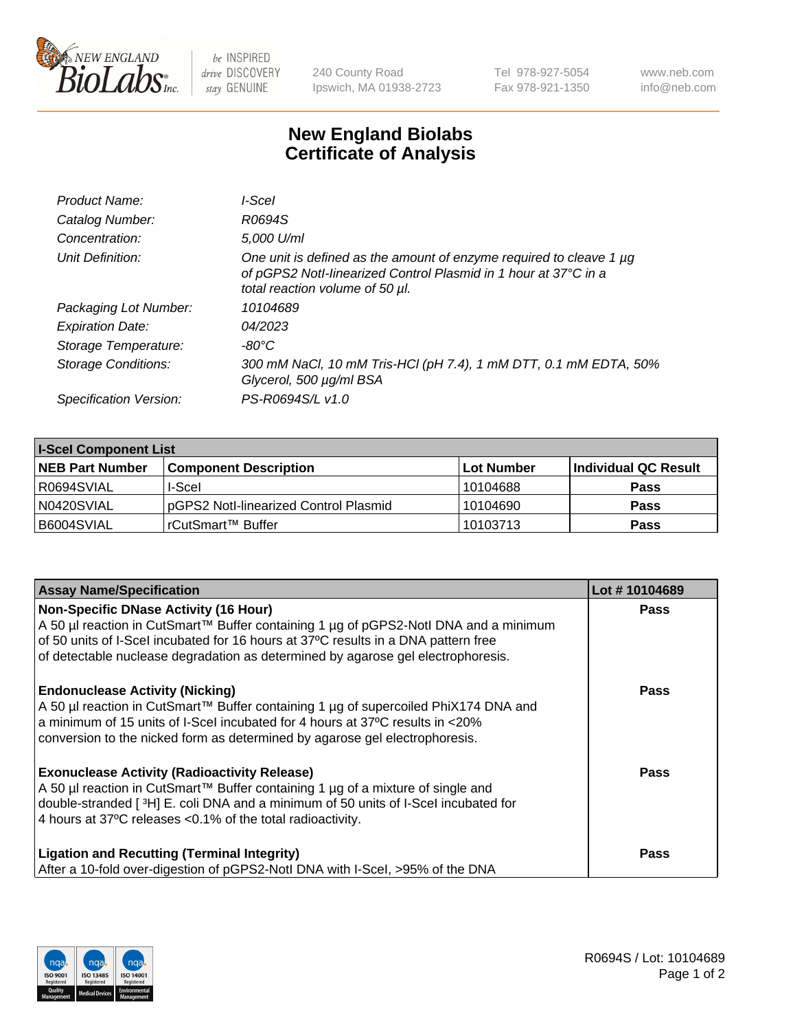# New England Biolabs Certificate of Analysis

| | |
|---|---|
| *Product Name:* | *I-SceI* |
| *Catalog Number:* | *R0694S* |
| *Concentration:* | *5,000 U/ml* |
| *Unit Definition:* | *One unit is defined as the amount of enzyme required to cleave 1 µg of pGPS2 NotI-linearized Control Plasmid in 1 hour at 37°C in a total reaction volume of 50 µl.* |
| *Packaging Lot Number:* | *10104689* |
| *Expiration Date:* | *04/2023* |
| *Storage Temperature:* | *-80°C* |
| *Storage Conditions:* | *300 mM NaCl, 10 mM Tris-HCl (pH 7.4), 1 mM DTT, 0.1 mM EDTA, 50% Glycerol, 500 µg/ml BSA* |
| *Specification Version:* | *PS-R0694S/L v1.0* |

| I-SceI Component List | | | |
|---|---|---|---|
| **NEB Part Number** | **Component Description** | **Lot Number** | **Individual QC Result** |
| R0694SVIAL | I-SceI | 10104688 | **Pass** |
| N0420SVIAL | pGPS2 NotI-linearized Control Plasmid | 10104690 | **Pass** |
| B6004SVIAL | rCutSmart™ Buffer | 10103713 | **Pass** |

| Assay Name/Specification | Lot # 10104689 |
|---|---|
| **Non-Specific DNase Activity (16 Hour)**<br>A 50 µl reaction in CutSmart™ Buffer containing 1 µg of pGPS2-NotI DNA and a minimum of 50 units of I-SceI incubated for 16 hours at 37ºC results in a DNA pattern free of detectable nuclease degradation as determined by agarose gel electrophoresis. | **Pass** |
| **Endonuclease Activity (Nicking)**<br>A 50 µl reaction in CutSmart™ Buffer containing 1 µg of supercoiled PhiX174 DNA and a minimum of 15 units of I-SceI incubated for 4 hours at 37ºC results in <20% conversion to the nicked form as determined by agarose gel electrophoresis. | **Pass** |
| **Exonuclease Activity (Radioactivity Release)**<br>A 50 µl reaction in CutSmart™ Buffer containing 1 µg of a mixture of single and double-stranded [ $^{3}$H] E. coli DNA and a minimum of 50 units of I-SceI incubated for 4 hours at 37ºC releases <0.1% of the total radioactivity. | **Pass** |
| **Ligation and Recutting (Terminal Integrity)**<br>After a 10-fold over-digestion of pGPS2-NotI DNA with I-SceI, >95% of the DNA | **Pass** |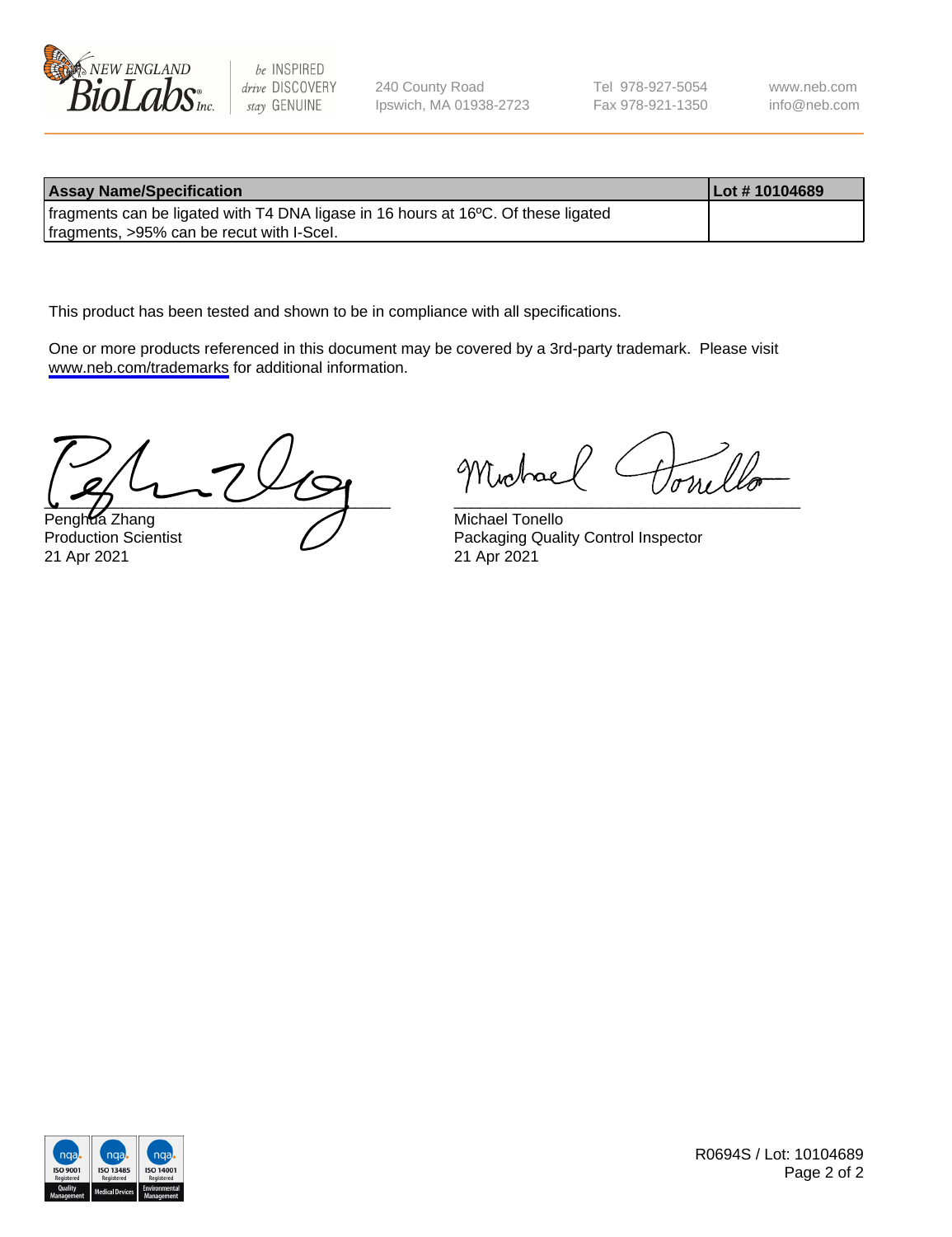| Assay Name/Specification | Lot # 10104689 |
|---|---|
| fragments can be ligated with T4 DNA ligase in 16 hours at 16ºC. Of these ligated fragments, >95% can be recut with I-SceI. | |

This product has been tested and shown to be in compliance with all specifications.

One or more products referenced in this document may be covered by a 3rd-party trademark. Please visit www.neb.com/trademarks for additional information.

Penghua Zhang
Production Scientist
21 Apr 2021

Michael Tonello
Packaging Quality Control Inspector
21 Apr 2021

R0694S / Lot: 10104689